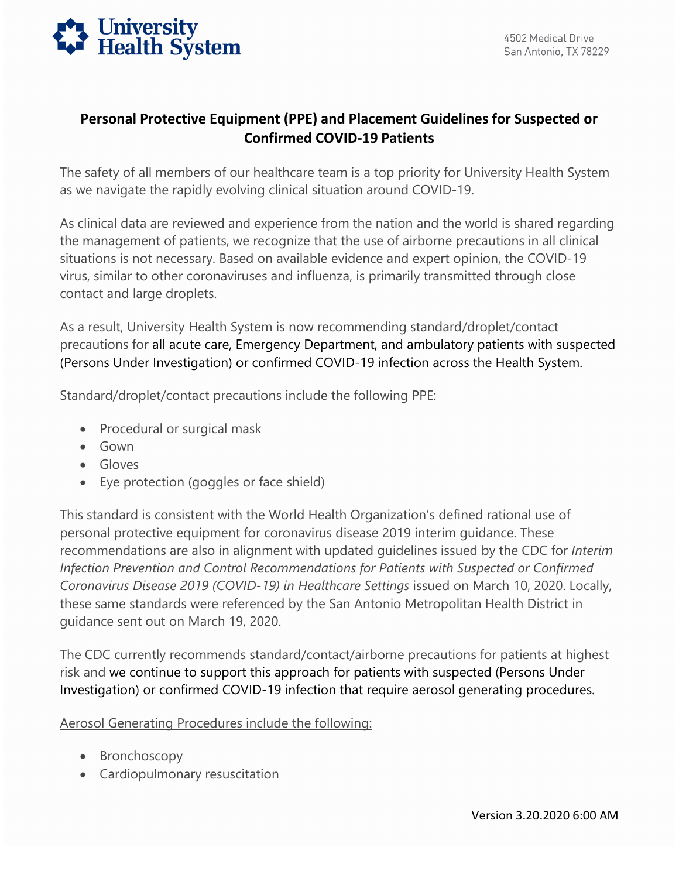# Personal Protective Equipment (PPE) and Placement Guidelines for Suspected or Confirmed COVID-19 Patients

The safety of all members of our healthcare team is a top priority for University Health System as we navigate the rapidly evolving clinical situation around COVID-19.

As clinical data are reviewed and experience from the nation and the world is shared regarding the management of patients, we recognize that the use of airborne precautions in all clinical situations is not necessary. Based on available evidence and expert opinion, the COVID-19 virus, similar to other coronaviruses and influenza, is primarily transmitted through close contact and large droplets.

As a result, University Health System is now recommending standard/droplet/contact precautions for all acute care, Emergency Department, and ambulatory patients with suspected (Persons Under Investigation) or confirmed COVID-19 infection across the Health System.

Standard/droplet/contact precautions include the following PPE:

- Procedural or surgical mask
- Gown
- Gloves
- Eye protection (goggles or face shield)

This standard is consistent with the World Health Organization's defined rational use of personal protective equipment for coronavirus disease 2019 interim guidance. These recommendations are also in alignment with updated guidelines issued by the CDC for *Interim Infection Prevention and Control Recommendations for Patients with Suspected or Confirmed Coronavirus Disease 2019 (COVID-19) in Healthcare Settings* issued on March 10, 2020. Locally, these same standards were referenced by the San Antonio Metropolitan Health District in guidance sent out on March 19, 2020.

The CDC currently recommends standard/contact/airborne precautions for patients at highest risk and we continue to support this approach for patients with suspected (Persons Under Investigation) or confirmed COVID-19 infection that require aerosol generating procedures.

Aerosol Generating Procedures include the following:

- Bronchoscopy
- Cardiopulmonary resuscitation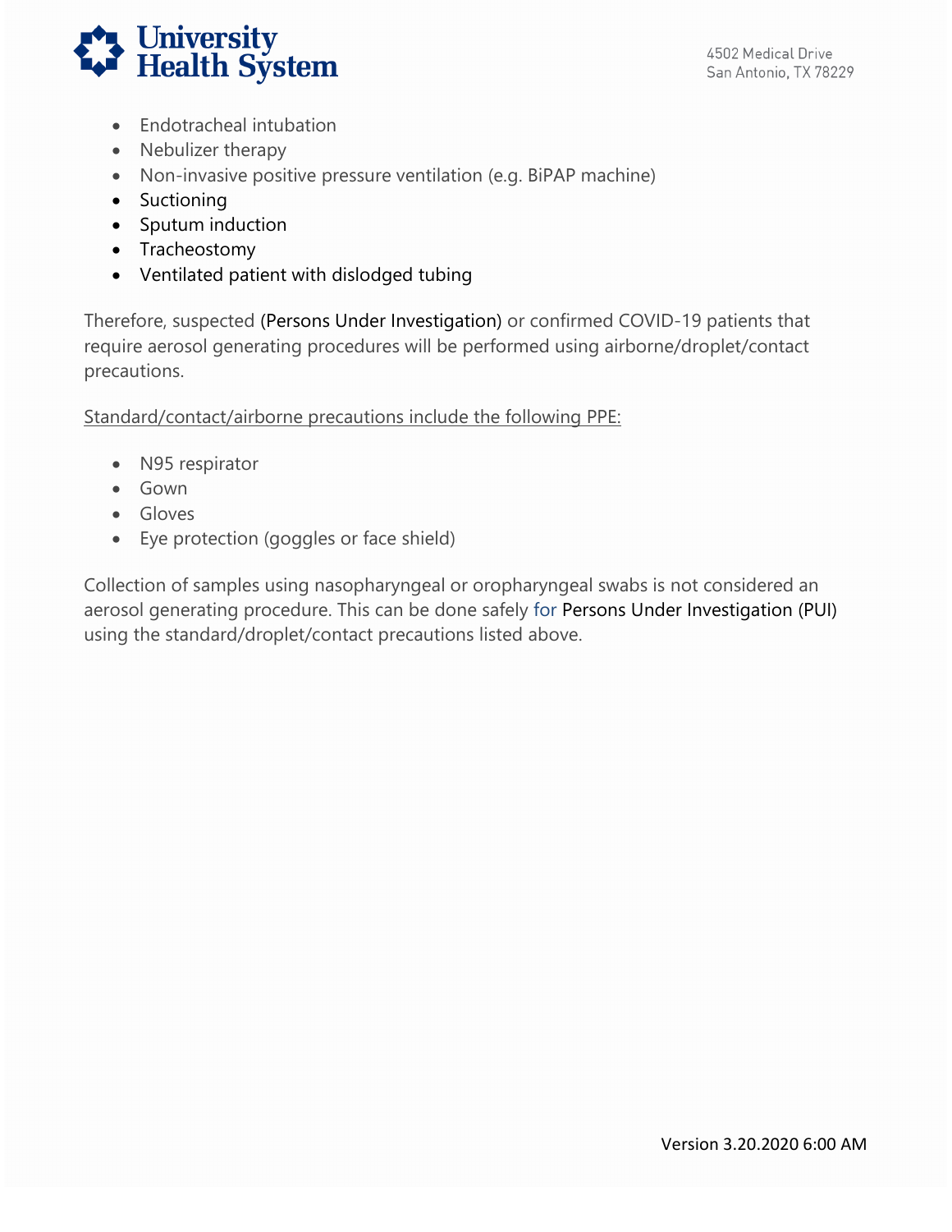- Endotracheal intubation
- Nebulizer therapy
- Non-invasive positive pressure ventilation (e.g. BiPAP machine)
- Suctioning
- Sputum induction
- Tracheostomy
- Ventilated patient with dislodged tubing

Therefore, suspected (Persons Under Investigation) or confirmed COVID-19 patients that require aerosol generating procedures will be performed using airborne/droplet/contact precautions.

<u>Standard/contact/airborne precautions include the following PPE:</u>

- N95 respirator
- Gown
- Gloves
- Eye protection (goggles or face shield)

Collection of samples using nasopharyngeal or oropharyngeal swabs is not considered an aerosol generating procedure. This can be done safely for Persons Under Investigation (PUI) using the standard/droplet/contact precautions listed above.

Version 3.20.2020 6:00 AM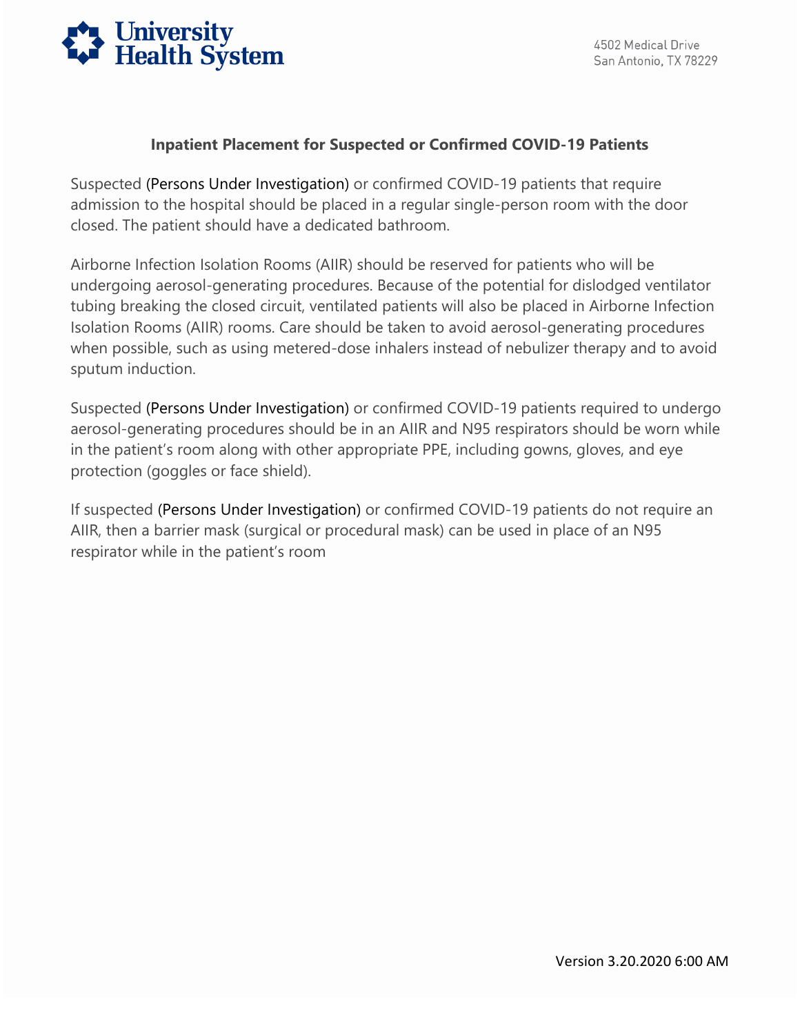**Inpatient Placement for Suspected or Confirmed COVID-19 Patients**

Suspected (Persons Under Investigation) or confirmed COVID-19 patients that require admission to the hospital should be placed in a regular single-person room with the door closed. The patient should have a dedicated bathroom.

Airborne Infection Isolation Rooms (AIIR) should be reserved for patients who will be undergoing aerosol-generating procedures. Because of the potential for dislodged ventilator tubing breaking the closed circuit, ventilated patients will also be placed in Airborne Infection Isolation Rooms (AIIR) rooms. Care should be taken to avoid aerosol-generating procedures when possible, such as using metered-dose inhalers instead of nebulizer therapy and to avoid sputum induction.

Suspected (Persons Under Investigation) or confirmed COVID-19 patients required to undergo aerosol-generating procedures should be in an AIIR and N95 respirators should be worn while in the patient's room along with other appropriate PPE, including gowns, gloves, and eye protection (goggles or face shield).

If suspected (Persons Under Investigation) or confirmed COVID-19 patients do not require an AIIR, then a barrier mask (surgical or procedural mask) can be used in place of an N95 respirator while in the patient's room

Version 3.20.2020 6:00 AM